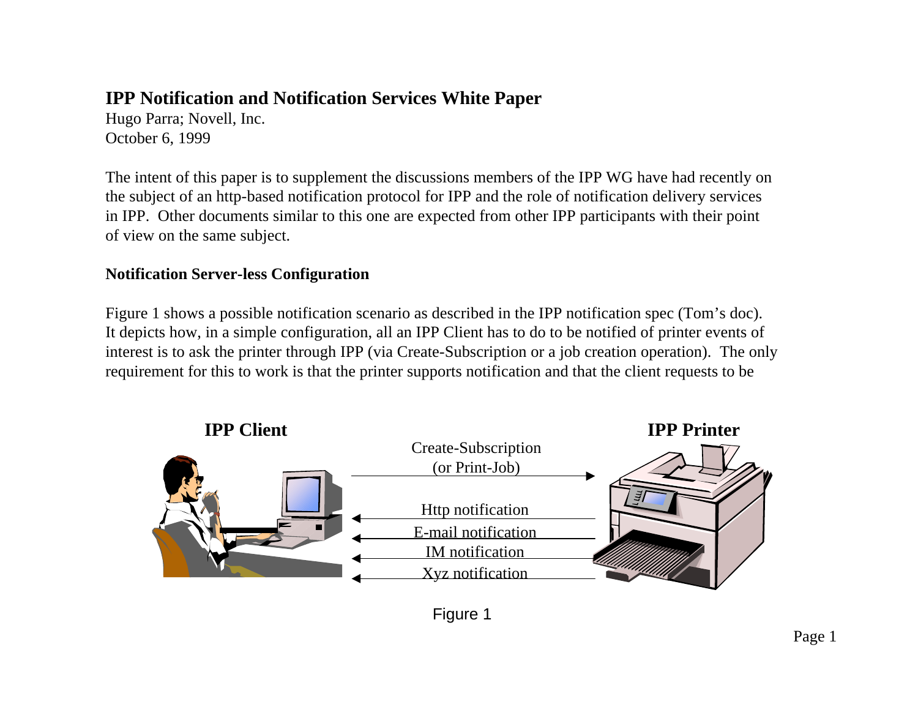# IPP Notification and Notification Services White Paper

Hugo Parra; Novell, Inc.
October 6, 1999

The intent of this paper is to supplement the discussions members of the IPP WG have had recently on the subject of an http-based notification protocol for IPP and the role of notification delivery services in IPP. Other documents similar to this one are expected from other IPP participants with their point of view on the same subject.

## Notification Server-less Configuration

Figure 1 shows a possible notification scenario as described in the IPP notification spec (Tom's doc). It depicts how, in a simple configuration, all an IPP Client has to do to be notified of printer events of interest is to ask the printer through IPP (via Create-Subscription or a job creation operation). The only requirement for this to work is that the printer supports notification and that the client requests to be

**IPP Client** — **IPP Printer**

Create-Subscription (or Print-Job) →

← Http notification

← E-mail notification

← IM notification

← Xyz notification

Figure 1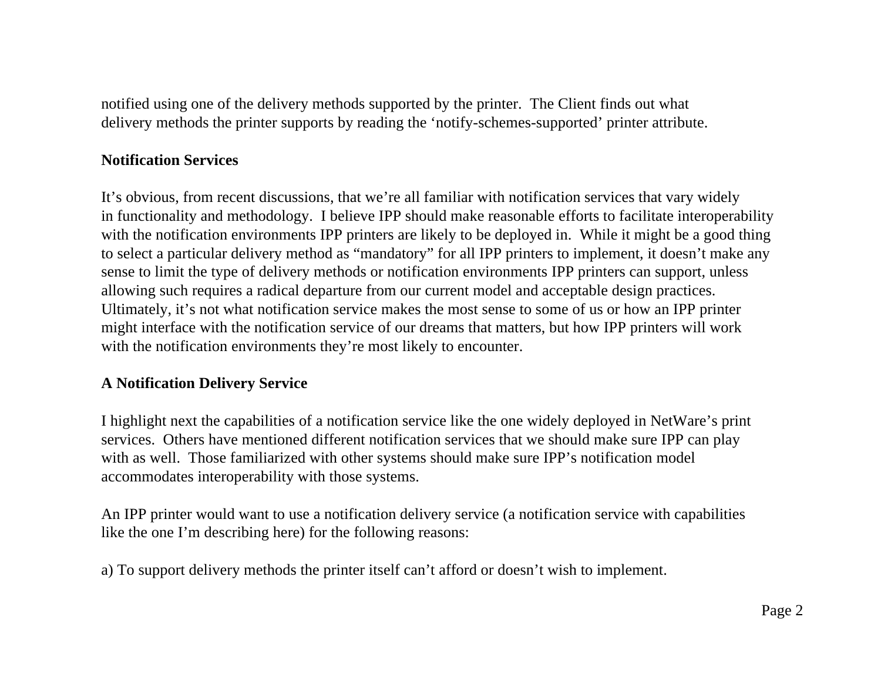notified using one of the delivery methods supported by the printer. The Client finds out what delivery methods the printer supports by reading the ‘notify-schemes-supported’ printer attribute.

**Notification Services**

It’s obvious, from recent discussions, that we’re all familiar with notification services that vary widely in functionality and methodology. I believe IPP should make reasonable efforts to facilitate interoperability with the notification environments IPP printers are likely to be deployed in. While it might be a good thing to select a particular delivery method as “mandatory” for all IPP printers to implement, it doesn’t make any sense to limit the type of delivery methods or notification environments IPP printers can support, unless allowing such requires a radical departure from our current model and acceptable design practices. Ultimately, it’s not what notification service makes the most sense to some of us or how an IPP printer might interface with the notification service of our dreams that matters, but how IPP printers will work with the notification environments they’re most likely to encounter.

**A Notification Delivery Service**

I highlight next the capabilities of a notification service like the one widely deployed in NetWare’s print services. Others have mentioned different notification services that we should make sure IPP can play with as well. Those familiarized with other systems should make sure IPP’s notification model accommodates interoperability with those systems.

An IPP printer would want to use a notification delivery service (a notification service with capabilities like the one I’m describing here) for the following reasons:

a) To support delivery methods the printer itself can’t afford or doesn’t wish to implement.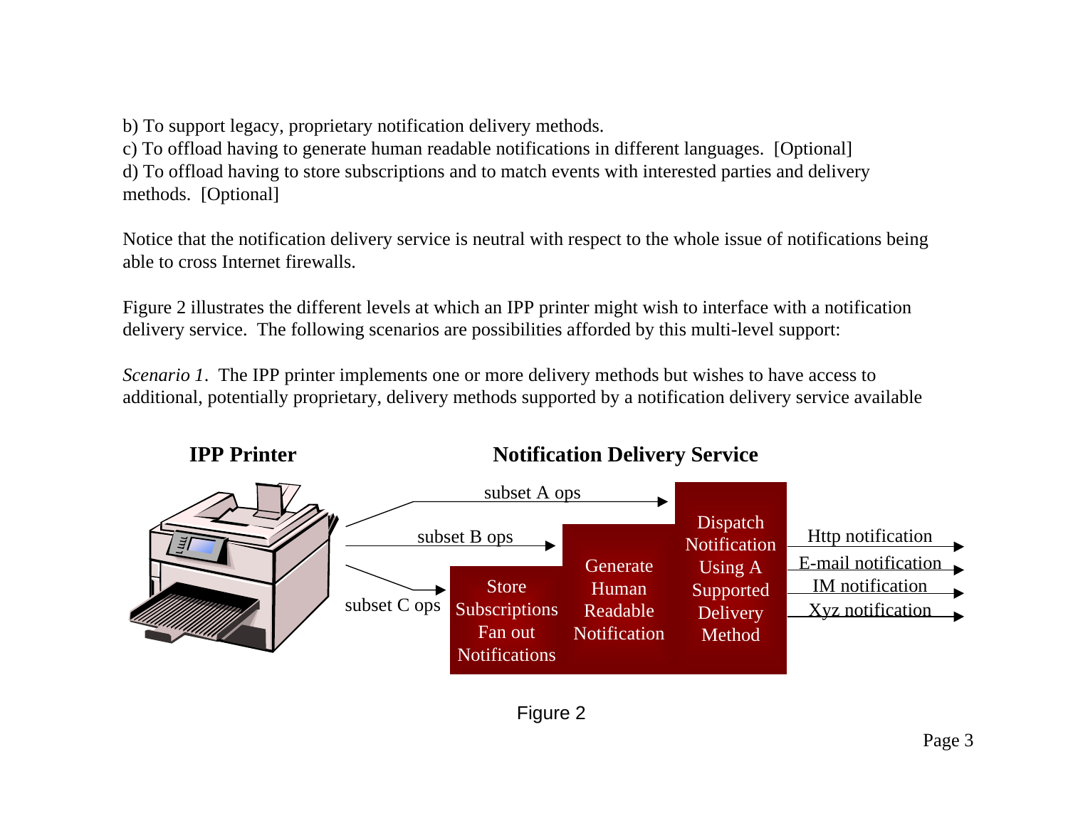b) To support legacy, proprietary notification delivery methods.
c) To offload having to generate human readable notifications in different languages.  [Optional]
d) To offload having to store subscriptions and to match events with interested parties and delivery methods.  [Optional]

Notice that the notification delivery service is neutral with respect to the whole issue of notifications being able to cross Internet firewalls.

Figure 2 illustrates the different levels at which an IPP printer might wish to interface with a notification delivery service.  The following scenarios are possibilities afforded by this multi-level support:

*Scenario 1*.  The IPP printer implements one or more delivery methods but wishes to have access to additional, potentially proprietary, delivery methods supported by a notification delivery service available

**IPP Printer** **Notification Delivery Service**

subset A ops
subset B ops
subset C ops

Store Subscriptions Fan out Notifications
Generate Human Readable Notification
Dispatch Notification Using A Supported Delivery Method

Http notification
E-mail notification
IM notification
Xyz notification

Figure 2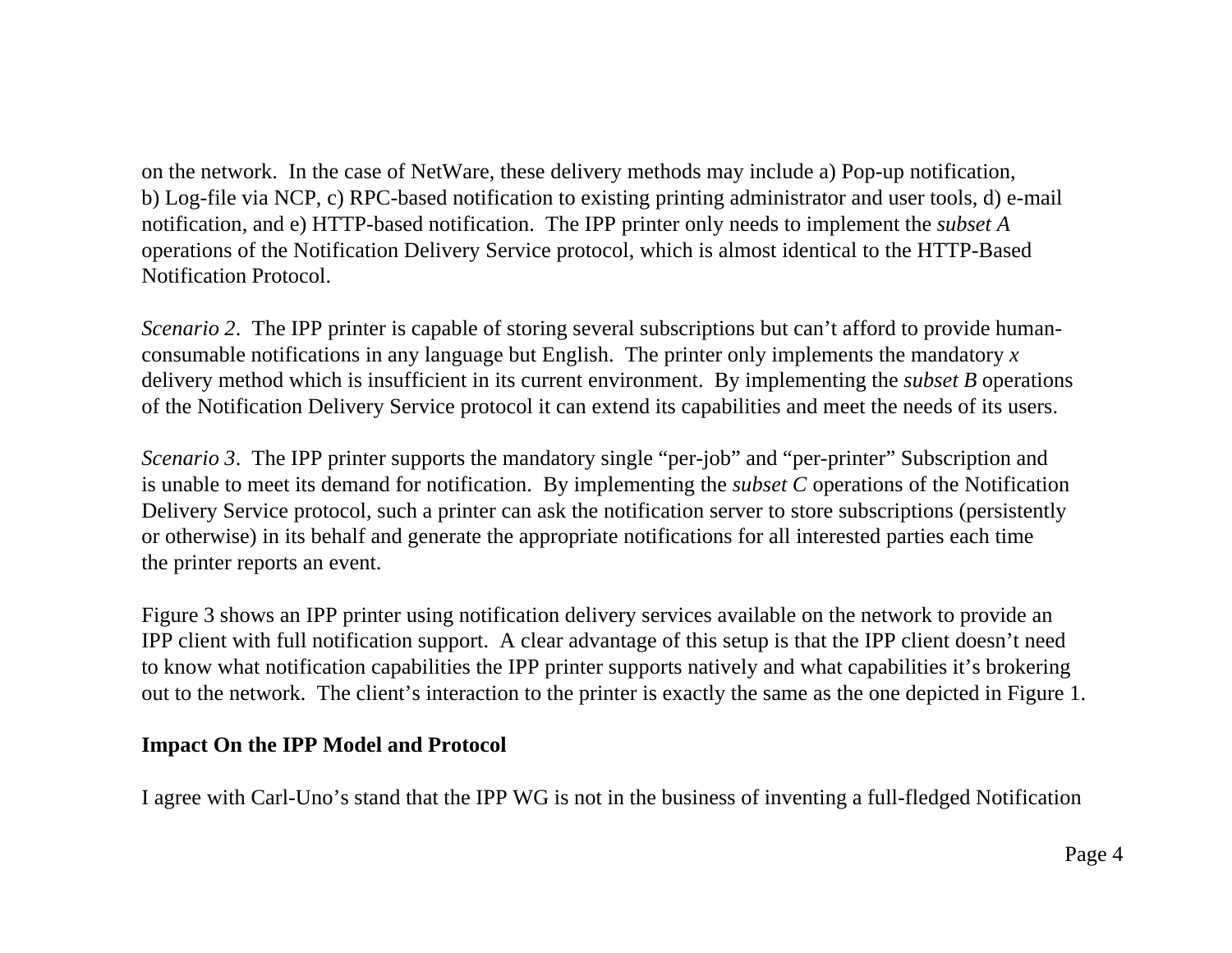on the network. In the case of NetWare, these delivery methods may include a) Pop-up notification, b) Log-file via NCP, c) RPC-based notification to existing printing administrator and user tools, d) e-mail notification, and e) HTTP-based notification. The IPP printer only needs to implement the *subset A* operations of the Notification Delivery Service protocol, which is almost identical to the HTTP-Based Notification Protocol.

*Scenario 2*. The IPP printer is capable of storing several subscriptions but can't afford to provide human-consumable notifications in any language but English. The printer only implements the mandatory *x* delivery method which is insufficient in its current environment. By implementing the *subset B* operations of the Notification Delivery Service protocol it can extend its capabilities and meet the needs of its users.

*Scenario 3*. The IPP printer supports the mandatory single "per-job" and "per-printer" Subscription and is unable to meet its demand for notification. By implementing the *subset C* operations of the Notification Delivery Service protocol, such a printer can ask the notification server to store subscriptions (persistently or otherwise) in its behalf and generate the appropriate notifications for all interested parties each time the printer reports an event.

Figure 3 shows an IPP printer using notification delivery services available on the network to provide an IPP client with full notification support. A clear advantage of this setup is that the IPP client doesn't need to know what notification capabilities the IPP printer supports natively and what capabilities it's brokering out to the network. The client's interaction to the printer is exactly the same as the one depicted in Figure 1.

**Impact On the IPP Model and Protocol**

I agree with Carl-Uno's stand that the IPP WG is not in the business of inventing a full-fledged Notification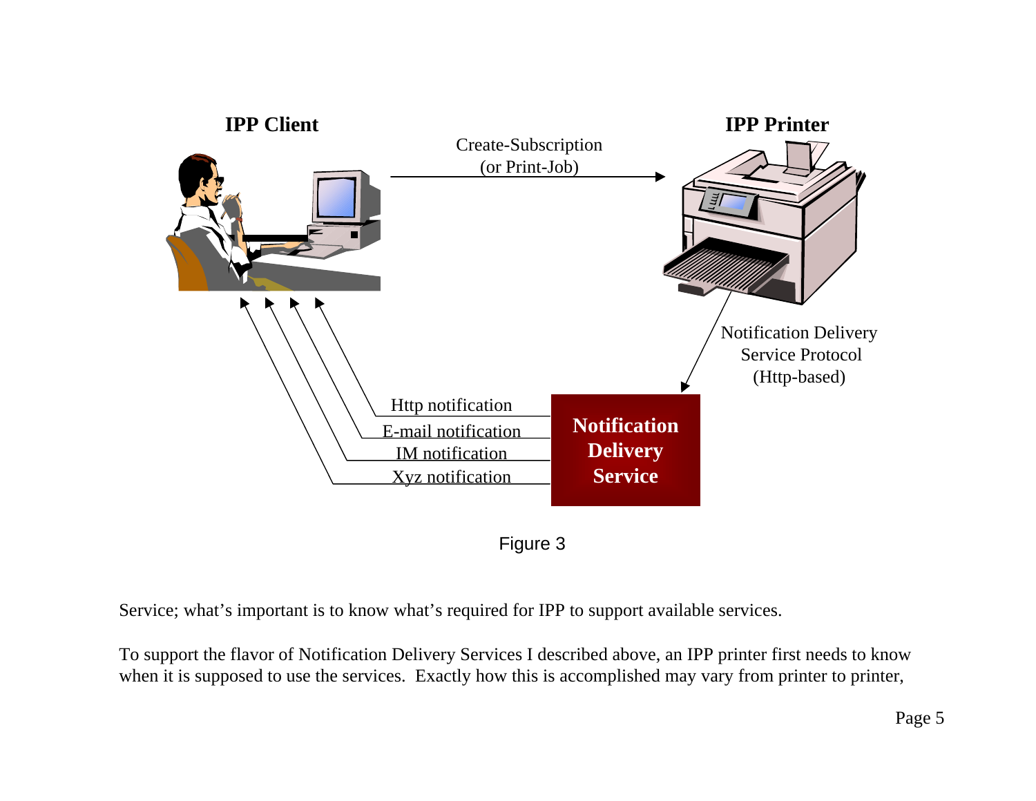**IPP Client**

**IPP Printer**

Create-Subscription
(or Print-Job)

Notification Delivery
Service Protocol
(Http-based)

Http notification

E-mail notification

IM notification

Xyz notification

**Notification Delivery Service**

Figure 3

Service; what's important is to know what's required for IPP to support available services.

To support the flavor of Notification Delivery Services I described above, an IPP printer first needs to know when it is supposed to use the services. Exactly how this is accomplished may vary from printer to printer,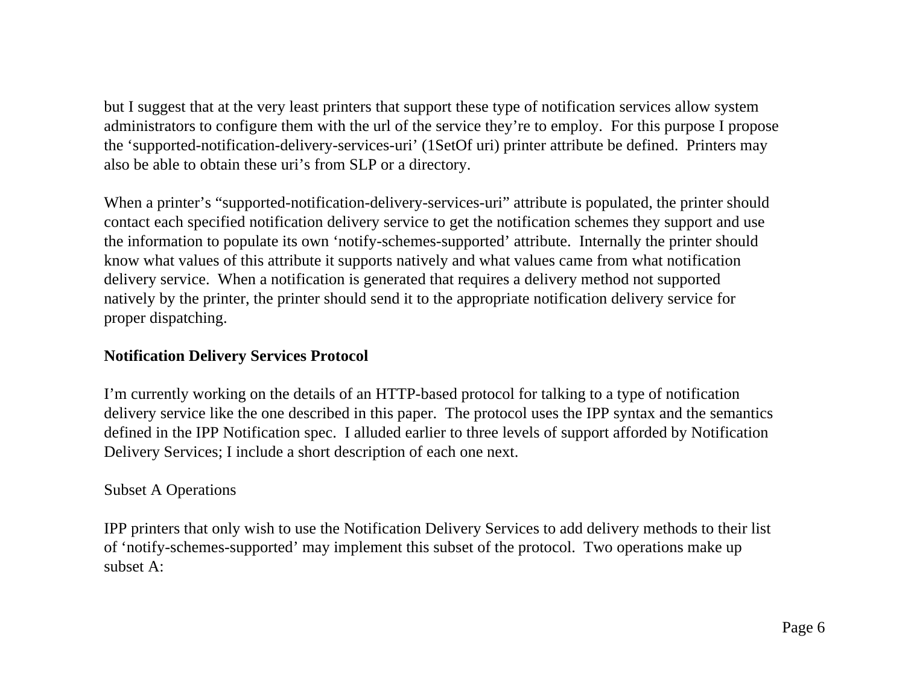but I suggest that at the very least printers that support these type of notification services allow system administrators to configure them with the url of the service they're to employ. For this purpose I propose the 'supported-notification-delivery-services-uri' (1SetOf uri) printer attribute be defined. Printers may also be able to obtain these uri's from SLP or a directory.

When a printer's "supported-notification-delivery-services-uri" attribute is populated, the printer should contact each specified notification delivery service to get the notification schemes they support and use the information to populate its own 'notify-schemes-supported' attribute. Internally the printer should know what values of this attribute it supports natively and what values came from what notification delivery service. When a notification is generated that requires a delivery method not supported natively by the printer, the printer should send it to the appropriate notification delivery service for proper dispatching.

**Notification Delivery Services Protocol**

I'm currently working on the details of an HTTP-based protocol for talking to a type of notification delivery service like the one described in this paper. The protocol uses the IPP syntax and the semantics defined in the IPP Notification spec. I alluded earlier to three levels of support afforded by Notification Delivery Services; I include a short description of each one next.

Subset A Operations

IPP printers that only wish to use the Notification Delivery Services to add delivery methods to their list of 'notify-schemes-supported' may implement this subset of the protocol. Two operations make up subset A: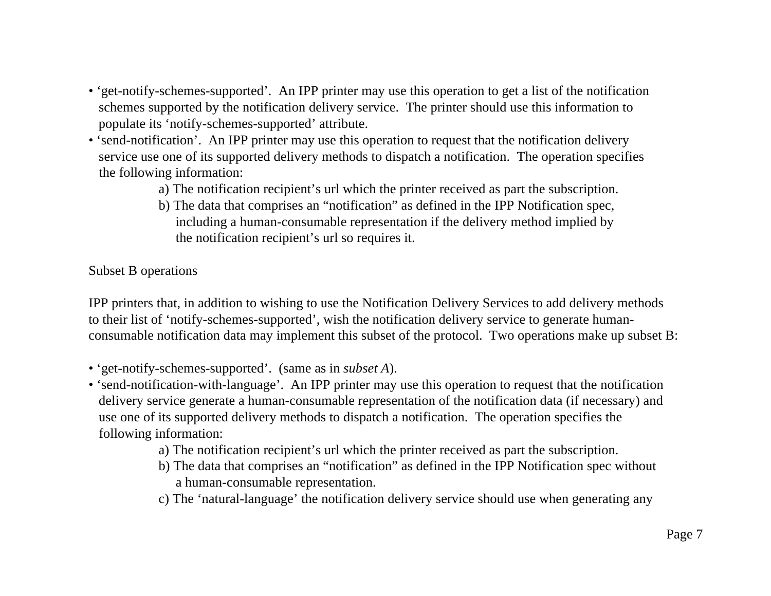- ‘get-notify-schemes-supported’. An IPP printer may use this operation to get a list of the notification schemes supported by the notification delivery service. The printer should use this information to populate its ‘notify-schemes-supported’ attribute.
- ‘send-notification’. An IPP printer may use this operation to request that the notification delivery service use one of its supported delivery methods to dispatch a notification. The operation specifies the following information:
  - a) The notification recipient’s url which the printer received as part the subscription.
  - b) The data that comprises an “notification” as defined in the IPP Notification spec, including a human-consumable representation if the delivery method implied by the notification recipient’s url so requires it.

Subset B operations

IPP printers that, in addition to wishing to use the Notification Delivery Services to add delivery methods to their list of ‘notify-schemes-supported’, wish the notification delivery service to generate human-consumable notification data may implement this subset of the protocol. Two operations make up subset B:

- ‘get-notify-schemes-supported’. (same as in *subset A*).
- ‘send-notification-with-language’. An IPP printer may use this operation to request that the notification delivery service generate a human-consumable representation of the notification data (if necessary) and use one of its supported delivery methods to dispatch a notification. The operation specifies the following information:
  - a) The notification recipient’s url which the printer received as part the subscription.
  - b) The data that comprises an “notification” as defined in the IPP Notification spec without a human-consumable representation.
  - c) The ‘natural-language’ the notification delivery service should use when generating any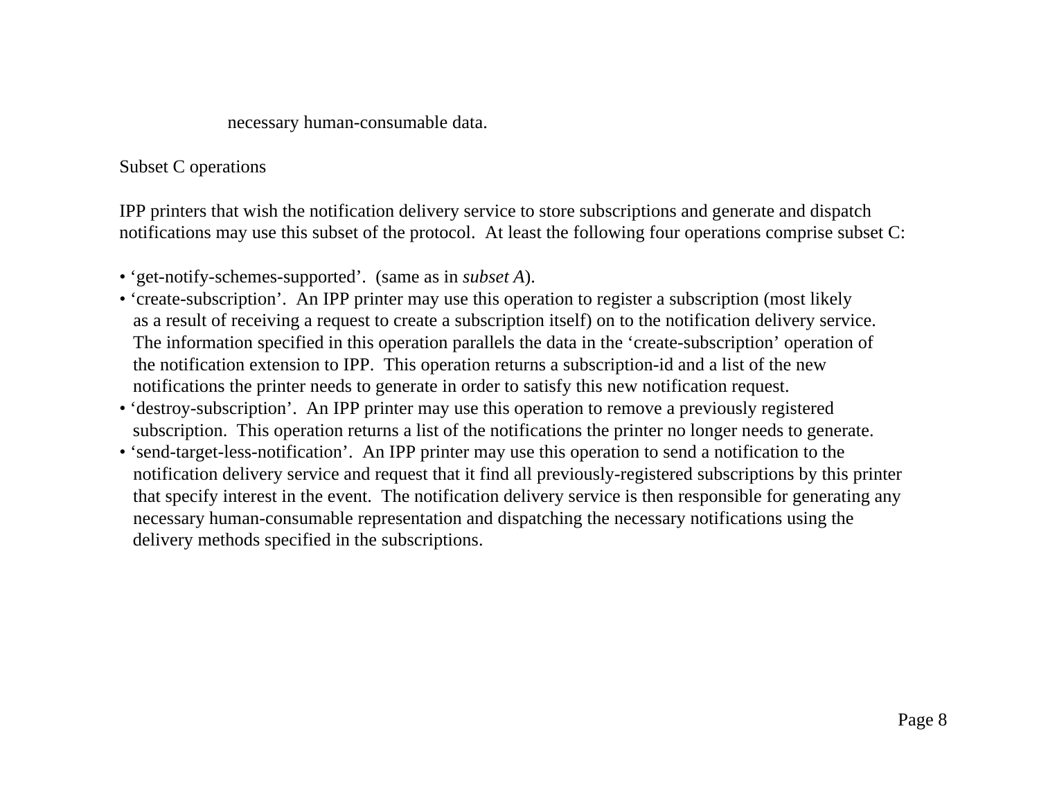necessary human-consumable data.

Subset C operations

IPP printers that wish the notification delivery service to store subscriptions and generate and dispatch notifications may use this subset of the protocol. At least the following four operations comprise subset C:

- ‘get-notify-schemes-supported’. (same as in *subset A*).
- ‘create-subscription’. An IPP printer may use this operation to register a subscription (most likely as a result of receiving a request to create a subscription itself) on to the notification delivery service. The information specified in this operation parallels the data in the ‘create-subscription’ operation of the notification extension to IPP. This operation returns a subscription-id and a list of the new notifications the printer needs to generate in order to satisfy this new notification request.
- ‘destroy-subscription’. An IPP printer may use this operation to remove a previously registered subscription. This operation returns a list of the notifications the printer no longer needs to generate.
- ‘send-target-less-notification’. An IPP printer may use this operation to send a notification to the notification delivery service and request that it find all previously-registered subscriptions by this printer that specify interest in the event. The notification delivery service is then responsible for generating any necessary human-consumable representation and dispatching the necessary notifications using the delivery methods specified in the subscriptions.